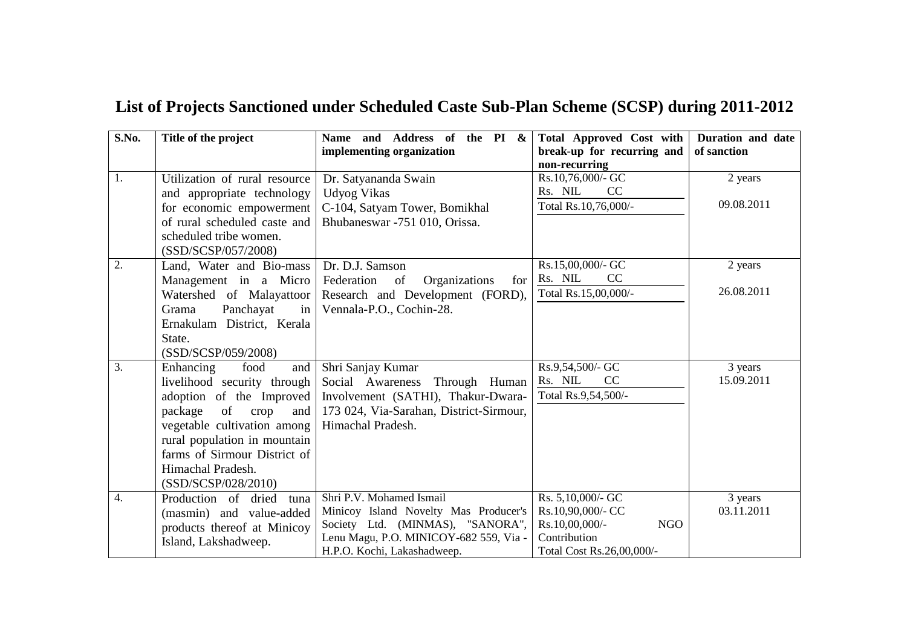# List of Projects Sanctioned under Scheduled Caste Sub-Plan Scheme (SCSP) during 2011-2012

| S.No. | Title of the project | Name and Address of the PI & implementing organization | Total Approved Cost with break-up for recurring and non-recurring | Duration and date of sanction |
|---|---|---|---|---|
| 1. | Utilization of rural resource and appropriate technology for economic empowerment of rural scheduled caste and scheduled tribe women. (SSD/SCSP/057/2008) | Dr. Satyananda Swain<br>Udyog Vikas<br>C-104, Satyam Tower, Bomikhal<br>Bhubaneswar -751 010, Orissa. | Rs.10,76,000/- GC<br>Rs. NIL CC<br>Total Rs.10,76,000/- | 2 years<br>09.08.2011 |
| 2. | Land, Water and Bio-mass Management in a Micro Watershed of Malayattoor Grama Panchayat in Ernakulam District, Kerala State. (SSD/SCSP/059/2008) | Dr. D.J. Samson<br>Federation of Organizations for Research and Development (FORD), Vennala-P.O., Cochin-28. | Rs.15,00,000/- GC<br>Rs. NIL CC<br>Total Rs.15,00,000/- | 2 years<br>26.08.2011 |
| 3. | Enhancing food and livelihood security through adoption of the Improved package of crop and vegetable cultivation among rural population in mountain farms of Sirmour District of Himachal Pradesh. (SSD/SCSP/028/2010) | Shri Sanjay Kumar<br>Social Awareness Through Human Involvement (SATHI), Thakur-Dwara-173 024, Via-Sarahan, District-Sirmour, Himachal Pradesh. | Rs.9,54,500/- GC<br>Rs. NIL CC<br>Total Rs.9,54,500/- | 3 years<br>15.09.2011 |
| 4. | Production of dried tuna (masmin) and value-added products thereof at Minicoy Island, Lakshadweep. | Shri P.V. Mohamed Ismail<br>Minicoy Island Novelty Mas Producer's Society Ltd. (MINMAS), "SANORA", Lenu Magu, P.O. MINICOY-682 559, Via - H.P.O. Kochi, Lakashadweep. | Rs. 5,10,000/- GC<br>Rs.10,90,000/- CC<br>Rs.10,00,000/- NGO Contribution<br>Total Cost Rs.26,00,000/- | 3 years<br>03.11.2011 |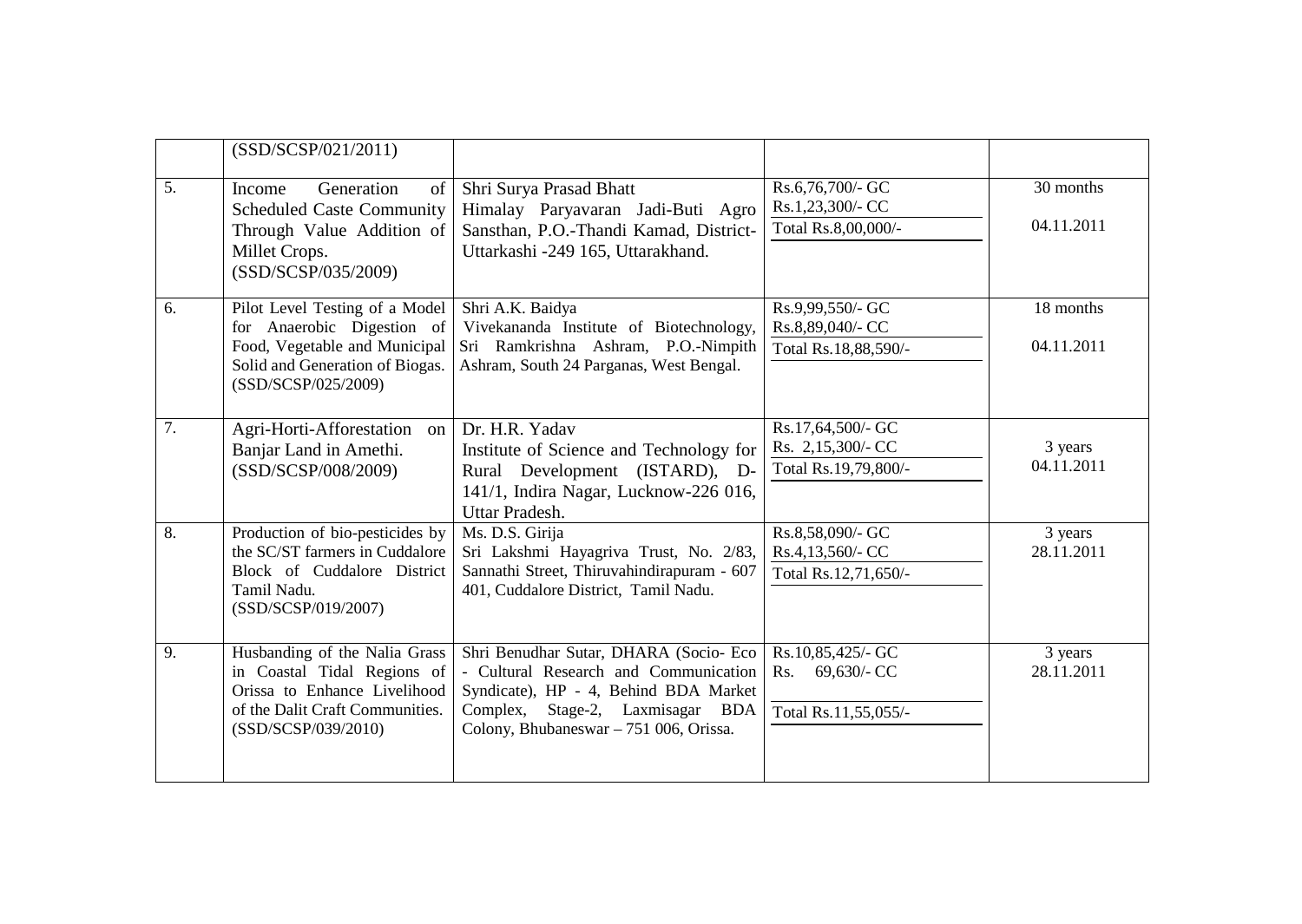| | | | | |
|---|---|---|---|---|
| | (SSD/SCSP/021/2011) | | | |
| 5. | Income Generation of Scheduled Caste Community Through Value Addition of Millet Crops. (SSD/SCSP/035/2009) | Shri Surya Prasad Bhatt Himalay Paryavaran Jadi-Buti Agro Sansthan, P.O.-Thandi Kamad, District-Uttarkashi -249 165, Uttarakhand. | Rs.6,76,700/- GC<br>Rs.1,23,300/- CC<br>Total Rs.8,00,000/- | 30 months<br>04.11.2011 |
| 6. | Pilot Level Testing of a Model for Anaerobic Digestion of Food, Vegetable and Municipal Solid and Generation of Biogas. (SSD/SCSP/025/2009) | Shri A.K. Baidya Vivekananda Institute of Biotechnology, Sri Ramkrishna Ashram, P.O.-Nimpith Ashram, South 24 Parganas, West Bengal. | Rs.9,99,550/- GC<br>Rs.8,89,040/- CC<br>Total Rs.18,88,590/- | 18 months<br>04.11.2011 |
| 7. | Agri-Horti-Afforestation on Banjar Land in Amethi. (SSD/SCSP/008/2009) | Dr. H.R. Yadav Institute of Science and Technology for Rural Development (ISTARD), D-141/1, Indira Nagar, Lucknow-226 016, Uttar Pradesh. | Rs.17,64,500/- GC<br>Rs. 2,15,300/- CC<br>Total Rs.19,79,800/- | 3 years<br>04.11.2011 |
| 8. | Production of bio-pesticides by the SC/ST farmers in Cuddalore Block of Cuddalore District Tamil Nadu. (SSD/SCSP/019/2007) | Ms. D.S. Girija Sri Lakshmi Hayagriva Trust, No. 2/83, Sannathi Street, Thiruvahindirapuram - 607 401, Cuddalore District, Tamil Nadu. | Rs.8,58,090/- GC<br>Rs.4,13,560/- CC<br>Total Rs.12,71,650/- | 3 years<br>28.11.2011 |
| 9. | Husbanding of the Nalia Grass in Coastal Tidal Regions of Orissa to Enhance Livelihood of the Dalit Craft Communities. (SSD/SCSP/039/2010) | Shri Benudhar Sutar, DHARA (Socio- Eco - Cultural Research and Communication Syndicate), HP - 4, Behind BDA Market Complex, Stage-2, Laxmisagar BDA Colony, Bhubaneswar – 751 006, Orissa. | Rs.10,85,425/- GC<br>Rs. 69,630/- CC<br>Total Rs.11,55,055/- | 3 years<br>28.11.2011 |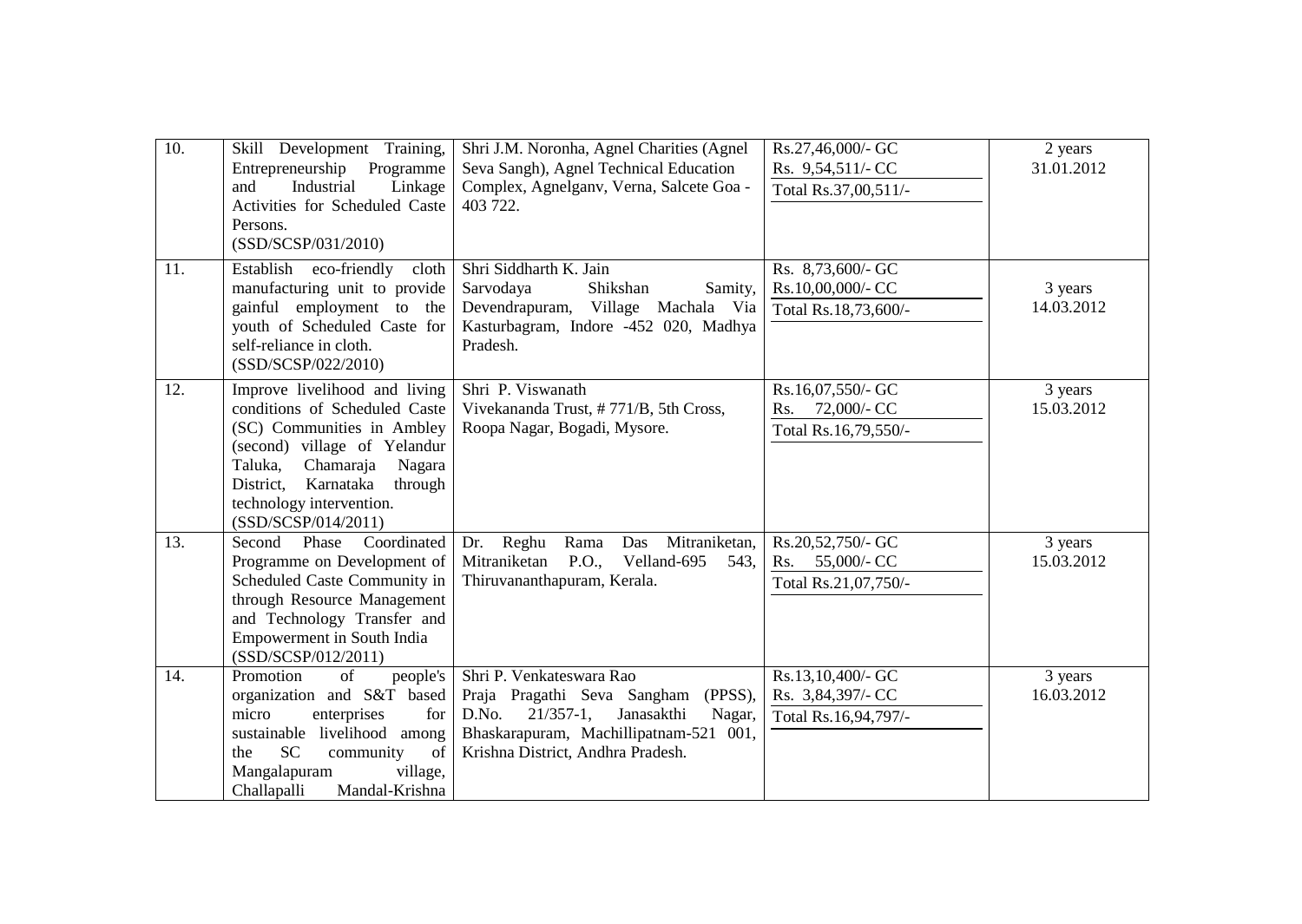| 10. | Skill Development Training, Entrepreneurship Programme and Industrial Linkage Activities for Scheduled Caste Persons. (SSD/SCSP/031/2010) | Shri J.M. Noronha, Agnel Charities (Agnel Seva Sangh), Agnel Technical Education Complex, Agnelganv, Verna, Salcete Goa - 403 722. | Rs.27,46,000/- GC<br>Rs. 9,54,511/- CC<br>Total Rs.37,00,511/- | 2 years<br>31.01.2012 |
|---|---|---|---|---|
| 11. | Establish eco-friendly cloth manufacturing unit to provide gainful employment to the youth of Scheduled Caste for self-reliance in cloth. (SSD/SCSP/022/2010) | Shri Siddharth K. Jain<br>Sarvodaya Shikshan Samity, Devendrapuram, Village Machala Via Kasturbagram, Indore -452 020, Madhya Pradesh. | Rs. 8,73,600/- GC<br>Rs.10,00,000/- CC<br>Total Rs.18,73,600/- | 3 years<br>14.03.2012 |
| 12. | Improve livelihood and living conditions of Scheduled Caste (SC) Communities in Ambley (second) village of Yelandur Taluka, Chamaraja Nagara District, Karnataka through technology intervention. (SSD/SCSP/014/2011) | Shri P. Viswanath<br>Vivekananda Trust, # 771/B, 5th Cross, Roopa Nagar, Bogadi, Mysore. | Rs.16,07,550/- GC<br>Rs. 72,000/- CC<br>Total Rs.16,79,550/- | 3 years<br>15.03.2012 |
| 13. | Second Phase Coordinated Programme on Development of Scheduled Caste Community in through Resource Management and Technology Transfer and Empowerment in South India (SSD/SCSP/012/2011) | Dr. Reghu Rama Das Mitraniketan, Mitraniketan P.O., Velland-695 543, Thiruvananthapuram, Kerala. | Rs.20,52,750/- GC<br>Rs. 55,000/- CC<br>Total Rs.21,07,750/- | 3 years<br>15.03.2012 |
| 14. | Promotion of people's organization and S&T based micro enterprises for sustainable livelihood among the SC community of Mangalapuram village, Challapalli Mandal-Krishna | Shri P. Venkateswara Rao<br>Praja Pragathi Seva Sangham (PPSS), D.No. 21/357-1, Janasakthi Nagar, Bhaskarapuram, Machillipatnam-521 001, Krishna District, Andhra Pradesh. | Rs.13,10,400/- GC<br>Rs. 3,84,397/- CC<br>Total Rs.16,94,797/- | 3 years<br>16.03.2012 |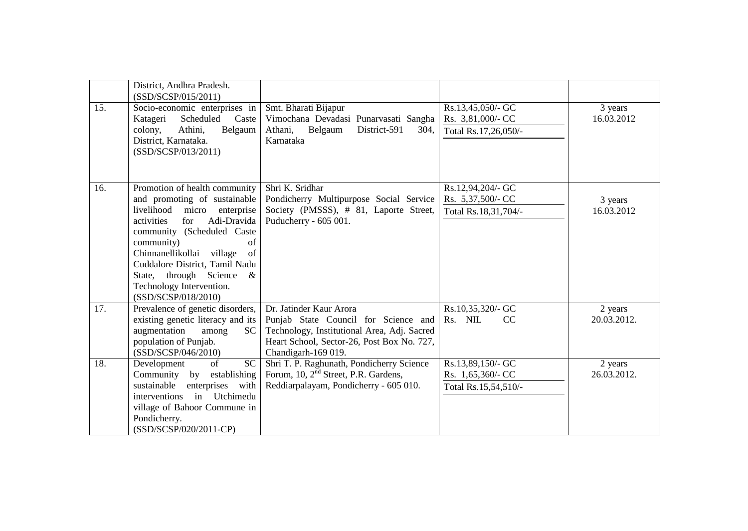| | | | | |
|---|---|---|---|---|
| | District, Andhra Pradesh. (SSD/SCSP/015/2011) | | | |
| 15. | Socio-economic enterprises in Katageri Scheduled Caste colony, Athini, Belgaum District, Karnataka. (SSD/SCSP/013/2011) | Smt. Bharati Bijapur Vimochana Devadasi Punarvasati Sangha Athani, Belgaum District-591 304, Karnataka | Rs.13,45,050/- GC<br>Rs. 3,81,000/- CC<br>Total Rs.17,26,050/- | 3 years<br>16.03.2012 |
| 16. | Promotion of health community and promoting of sustainable livelihood micro enterprise activities for Adi-Dravida community (Scheduled Caste community) of Chinnanellikollai village of Cuddalore District, Tamil Nadu State, through Science & Technology Intervention. (SSD/SCSP/018/2010) | Shri K. Sridhar Pondicherry Multipurpose Social Service Society (PMSSS), # 81, Laporte Street, Puducherry - 605 001. | Rs.12,94,204/- GC<br>Rs. 5,37,500/- CC<br>Total Rs.18,31,704/- | 3 years<br>16.03.2012 |
| 17. | Prevalence of genetic disorders, existing genetic literacy and its augmentation among SC population of Punjab. (SSD/SCSP/046/2010) | Dr. Jatinder Kaur Arora Punjab State Council for Science and Technology, Institutional Area, Adj. Sacred Heart School, Sector-26, Post Box No. 727, Chandigarh-169 019. | Rs.10,35,320/- GC<br>Rs. NIL CC | 2 years<br>20.03.2012. |
| 18. | Development of SC Community by establishing sustainable enterprises with interventions in Utchimedu village of Bahoor Commune in Pondicherry. (SSD/SCSP/020/2011-CP) | Shri T. P. Raghunath, Pondicherry Science Forum, 10, 2nd Street, P.R. Gardens, Reddiarpalayam, Pondicherry - 605 010. | Rs.13,89,150/- GC<br>Rs. 1,65,360/- CC<br>Total Rs.15,54,510/- | 2 years<br>26.03.2012. |